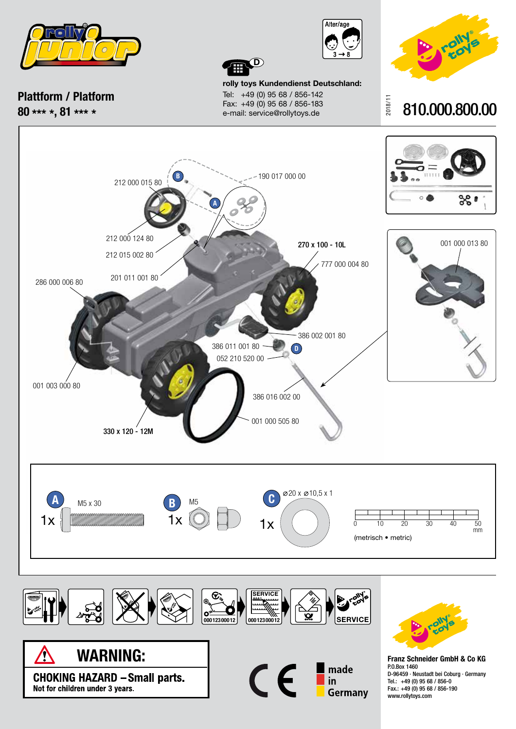rolly junior

# Plattform / Platform

**80 *** *, 81 *** ***

Alter/age 3 → 8

**rolly toys Kundendienst Deutschland:**
Tel: +49 (0) 95 68 / 856-142
Fax: +49 (0) 95 68 / 856-183
e-mail: service@rollytoys.de

2018/11

# 810.000.800.00

212 000 015 80

190 017 000 00

212 000 124 80

212 015 002 80

201 011 001 80

286 000 006 80

**270 x 100 - 10L**

777 000 004 80

001 000 013 80

386 002 001 80

386 011 001 80

052 210 520 00

001 003 000 80

386 016 002 00

001 000 505 80

**330 x 120 - 12M**

| | | |
|---|---|---|
| A — M5 x 30 — 1x | B — M5 — 1x | C — ⌀20 x ⌀10,5 x 1 — 1x |

0 10 20 30 40 50 mm
(metrisch • metric)

SERVICE 000123000012

## WARNING:

**CHOKING HAZARD – Small parts.**
Not for children under 3 years.

made in Germany

**Franz Schneider GmbH & Co KG**
P.O.Box 1460
D-96459 · Neustadt bei Coburg · Germany
Tel.: +49 (0) 95 68 / 856-0
Fax.: +49 (0) 95 68 / 856-190
www.rollytoys.com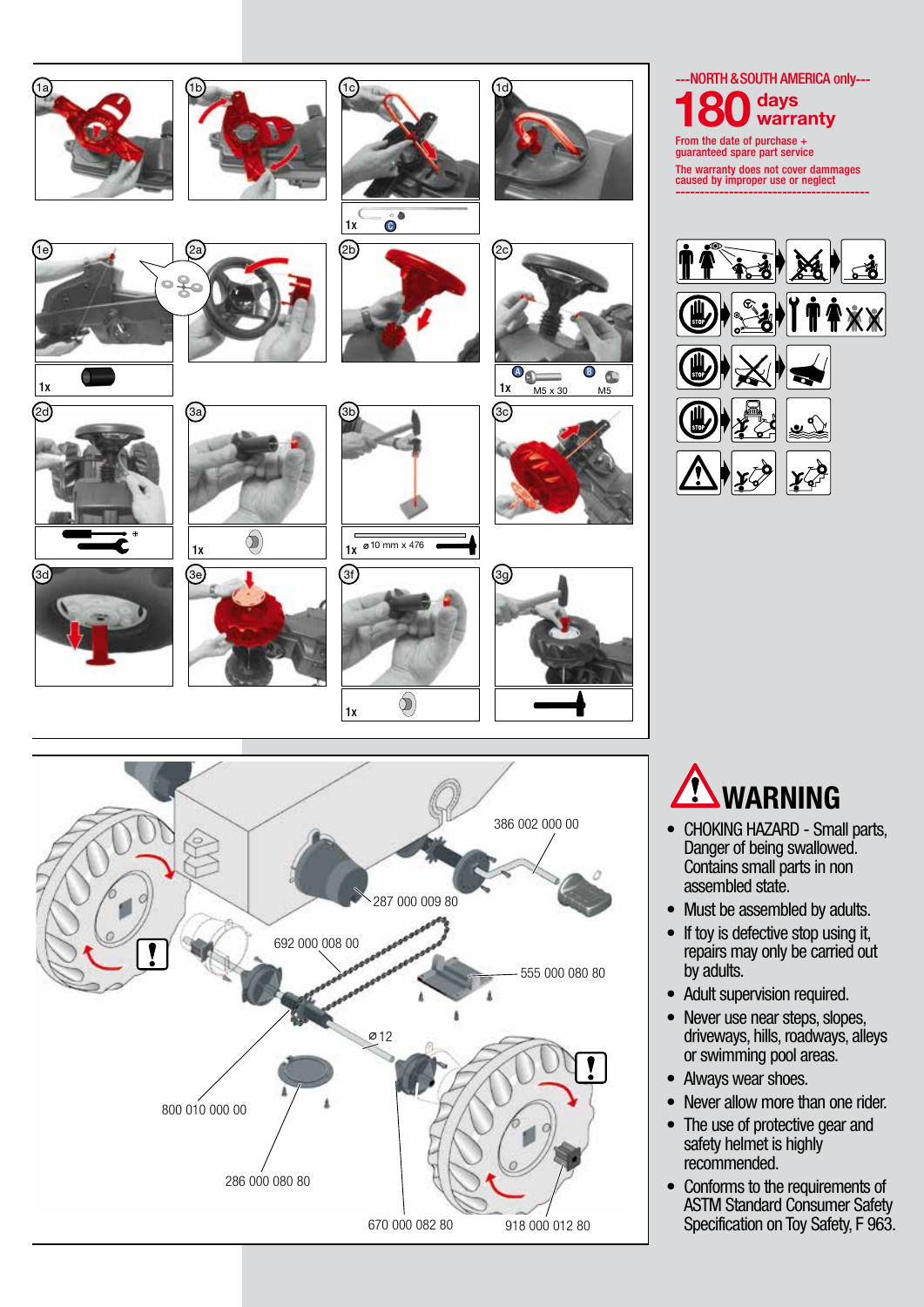1a 1b 1c 1d

1x C

1e 2a 2b 2c

1x

1x A M5 x 30 B M5

2d 3a 3b 3c

1x

1x ⌀10 mm x 476

3d 3e 3f 3g

1x

---NORTH & SOUTH AMERICA only---

# 180 days warranty

From the date of purchase + guaranteed spare part service

The warranty does not cover dammages caused by improper use or neglect

386 002 000 00

287 000 009 80

692 000 008 00

555 000 080 80

⌀12

800 010 000 00

286 000 080 80

670 000 082 80

918 000 012 80

# WARNING

- CHOKING HAZARD - Small parts, Danger of being swallowed. Contains small parts in non assembled state.
- Must be assembled by adults.
- If toy is defective stop using it, repairs may only be carried out by adults.
- Adult supervision required.
- Never use near steps, slopes, driveways, hills, roadways, alleys or swimming pool areas.
- Always wear shoes.
- Never allow more than one rider.
- The use of protective gear and safety helmet is highly recommended.
- Conforms to the requirements of ASTM Standard Consumer Safety Specification on Toy Safety, F 963.